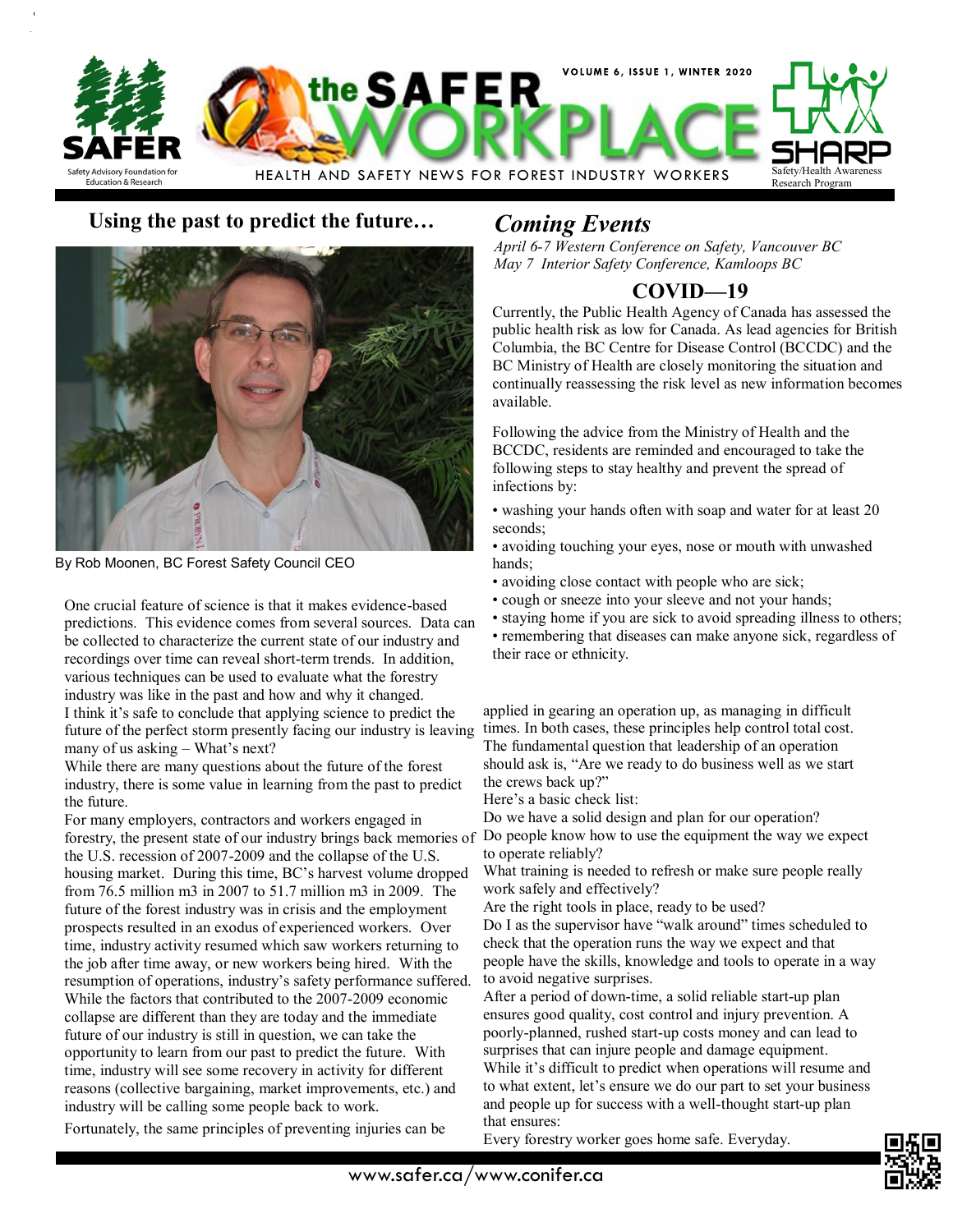# the SAFER WORKPLACE

VOLUME 6, ISSUE 1, WINTER 2020

HEALTH AND SAFETY NEWS FOR FOREST INDUSTRY WORKERS

SAFER — Safety Advisory Foundation for Education & Research

SHARP — Safety/Health Awareness Research Program

## Using the past to predict the future…

By Rob Moonen, BC Forest Safety Council CEO

One crucial feature of science is that it makes evidence-based predictions. This evidence comes from several sources. Data can be collected to characterize the current state of our industry and recordings over time can reveal short-term trends. In addition, various techniques can be used to evaluate what the forestry industry was like in the past and how and why it changed.

I think it's safe to conclude that applying science to predict the future of the perfect storm presently facing our industry is leaving many of us asking – What's next?

While there are many questions about the future of the forest industry, there is some value in learning from the past to predict the future.

For many employers, contractors and workers engaged in forestry, the present state of our industry brings back memories of the U.S. recession of 2007-2009 and the collapse of the U.S. housing market. During this time, BC's harvest volume dropped from 76.5 million m3 in 2007 to 51.7 million m3 in 2009. The future of the forest industry was in crisis and the employment prospects resulted in an exodus of experienced workers. Over time, industry activity resumed which saw workers returning to the job after time away, or new workers being hired. With the resumption of operations, industry's safety performance suffered. While the factors that contributed to the 2007-2009 economic collapse are different than they are today and the immediate future of our industry is still in question, we can take the opportunity to learn from our past to predict the future. With time, industry will see some recovery in activity for different reasons (collective bargaining, market improvements, etc.) and industry will be calling some people back to work.

Fortunately, the same principles of preventing injuries can be applied in gearing an operation up, as managing in difficult times. In both cases, these principles help control total cost.

The fundamental question that leadership of an operation should ask is, "Are we ready to do business well as we start the crews back up?"

Here's a basic check list:

Do we have a solid design and plan for our operation?

Do people know how to use the equipment the way we expect to operate reliably?

What training is needed to refresh or make sure people really work safely and effectively?

Are the right tools in place, ready to be used?

Do I as the supervisor have "walk around" times scheduled to check that the operation runs the way we expect and that people have the skills, knowledge and tools to operate in a way to avoid negative surprises.

After a period of down-time, a solid reliable start-up plan ensures good quality, cost control and injury prevention. A poorly-planned, rushed start-up costs money and can lead to surprises that can injure people and damage equipment.

While it's difficult to predict when operations will resume and to what extent, let's ensure we do our part to set your business and people up for success with a well-thought start-up plan that ensures:

Every forestry worker goes home safe. Everyday.

## *Coming Events*

*April 6-7 Western Conference on Safety, Vancouver BC*

*May 7 Interior Safety Conference, Kamloops BC*

## COVID—19

Currently, the Public Health Agency of Canada has assessed the public health risk as low for Canada. As lead agencies for British Columbia, the BC Centre for Disease Control (BCCDC) and the BC Ministry of Health are closely monitoring the situation and continually reassessing the risk level as new information becomes available.

Following the advice from the Ministry of Health and the BCCDC, residents are reminded and encouraged to take the following steps to stay healthy and prevent the spread of infections by:

- washing your hands often with soap and water for at least 20 seconds;
- avoiding touching your eyes, nose or mouth with unwashed hands;
- avoiding close contact with people who are sick;
- cough or sneeze into your sleeve and not your hands;
- staying home if you are sick to avoid spreading illness to others;
- remembering that diseases can make anyone sick, regardless of their race or ethnicity.

www.safer.ca/www.conifer.ca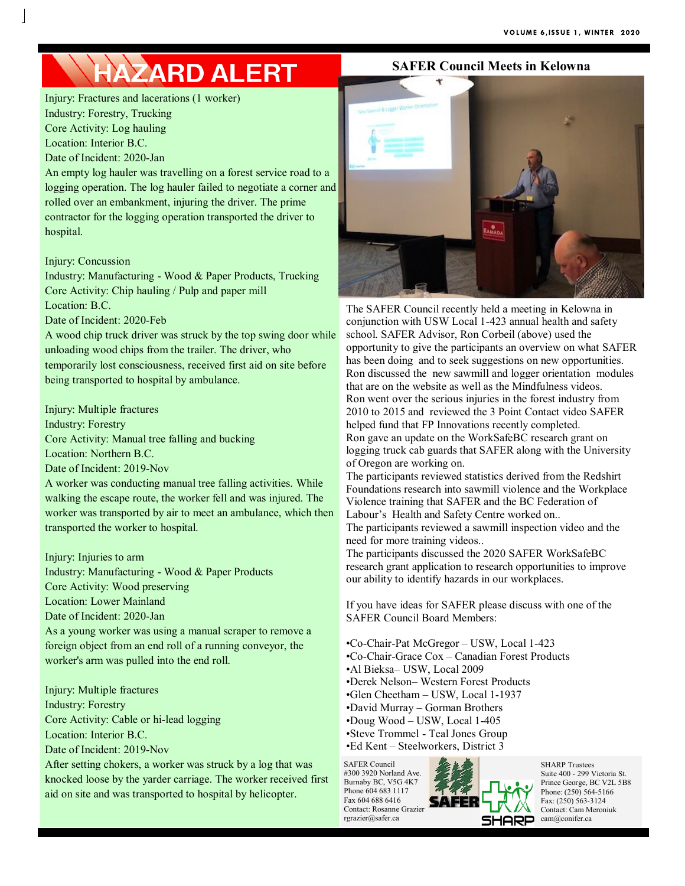# HAZARD ALERT

Injury: Fractures and lacerations (1 worker)
Industry: Forestry, Trucking
Core Activity: Log hauling
Location: Interior B.C.
Date of Incident: 2020-Jan
An empty log hauler was travelling on a forest service road to a logging operation. The log hauler failed to negotiate a corner and rolled over an embankment, injuring the driver. The prime contractor for the logging operation transported the driver to hospital.

Injury: Concussion
Industry: Manufacturing - Wood & Paper Products, Trucking
Core Activity: Chip hauling / Pulp and paper mill
Location: B.C.
Date of Incident: 2020-Feb
A wood chip truck driver was struck by the top swing door while unloading wood chips from the trailer. The driver, who temporarily lost consciousness, received first aid on site before being transported to hospital by ambulance.

Injury: Multiple fractures
Industry: Forestry
Core Activity: Manual tree falling and bucking
Location: Northern B.C.
Date of Incident: 2019-Nov
A worker was conducting manual tree falling activities. While walking the escape route, the worker fell and was injured. The worker was transported by air to meet an ambulance, which then transported the worker to hospital.

Injury: Injuries to arm
Industry: Manufacturing - Wood & Paper Products
Core Activity: Wood preserving
Location: Lower Mainland
Date of Incident: 2020-Jan
As a young worker was using a manual scraper to remove a foreign object from an end roll of a running conveyor, the worker's arm was pulled into the end roll.

Injury: Multiple fractures
Industry: Forestry
Core Activity: Cable or hi-lead logging
Location: Interior B.C.
Date of Incident: 2019-Nov
After setting chokers, a worker was struck by a log that was knocked loose by the yarder carriage. The worker received first aid on site and was transported to hospital by helicopter.

## SAFER Council Meets in Kelowna

The SAFER Council recently held a meeting in Kelowna in conjunction with USW Local 1-423 annual health and safety school. SAFER Advisor, Ron Corbeil (above) used the opportunity to give the participants an overview on what SAFER has been doing and to seek suggestions on new opportunities. Ron discussed the new sawmill and logger orientation modules that are on the website as well as the Mindfulness videos. Ron went over the serious injuries in the forest industry from 2010 to 2015 and reviewed the 3 Point Contact video SAFER helped fund that FP Innovations recently completed.
Ron gave an update on the WorkSafeBC research grant on logging truck cab guards that SAFER along with the University of Oregon are working on.
The participants reviewed statistics derived from the Redshirt Foundations research into sawmill violence and the Workplace Violence training that SAFER and the BC Federation of Labour's Health and Safety Centre worked on..
The participants reviewed a sawmill inspection video and the need for more training videos..
The participants discussed the 2020 SAFER WorkSafeBC research grant application to research opportunities to improve our ability to identify hazards in our workplaces.

If you have ideas for SAFER please discuss with one of the SAFER Council Board Members:

- Co-Chair-Pat McGregor – USW, Local 1-423
- Co-Chair-Grace Cox – Canadian Forest Products
- Al Bieksa– USW, Local 2009
- Derek Nelson– Western Forest Products
- Glen Cheetham – USW, Local 1-1937
- David Murray – Gorman Brothers
- Doug Wood – USW, Local 1-405
- Steve Trommel - Teal Jones Group
- Ed Kent – Steelworkers, District 3

SAFER Council
#300 3920 Norland Ave.
Burnaby BC, V5G 4K7
Phone 604 683 1117
Fax 604 688 6416
Contact: Rosanne Grazier
rgrazier@safer.ca

SAFER

SHARP

SHARP Trustees
Suite 400 - 299 Victoria St.
Prince George, BC V2L 5B8
Phone: (250) 564-5166
Fax: (250) 563-3124
Contact: Cam Meroniuk
cam@conifer.ca